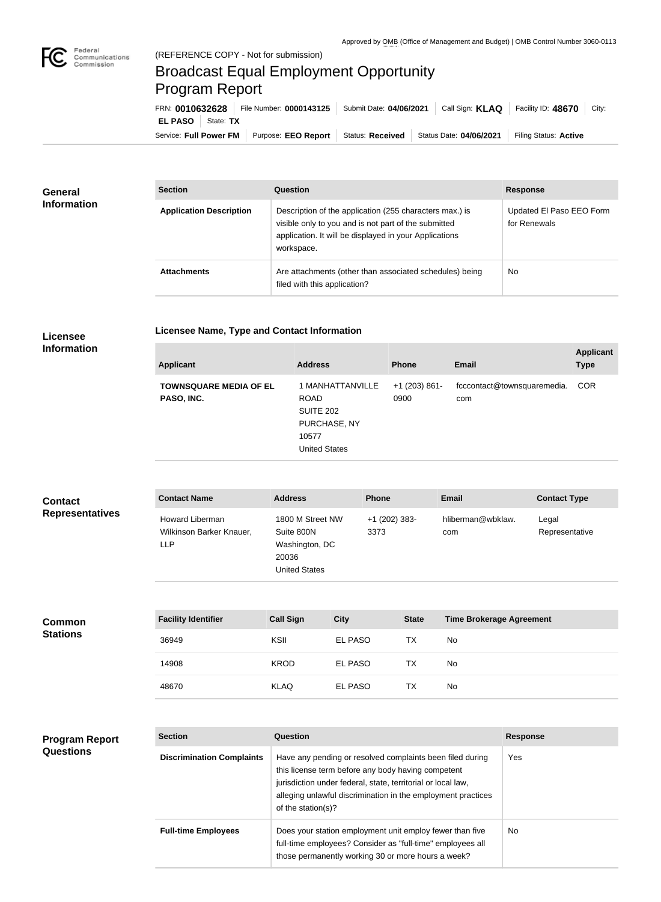Approved by OMB (Office of Management and Budget) | OMB Control Number 3060-0113

(REFERENCE COPY - Not for submission)

# Broadcast Equal Employment Opportunity Program Report

FRN: **0010632628** | File Number: **0000143125** | Submit Date: **04/06/2021** | Call Sign: **KLAQ** | Facility ID: **48670** | City: **EL PASO** | State: **TX**

Service: **Full Power FM** | Purpose: **EEO Report** | Status: **Received** | Status Date: **04/06/2021** | Filing Status: **Active**

## General Information

| Section | Question | Response |
| --- | --- | --- |
| **Application Description** | Description of the application (255 characters max.) is visible only to you and is not part of the submitted application. It will be displayed in your Applications workspace. | Updated El Paso EEO Form for Renewals |
| **Attachments** | Are attachments (other than associated schedules) being filed with this application? | No |

## Licensee Information

### Licensee Name, Type and Contact Information

| Applicant | Address | Phone | Email | Applicant Type |
| --- | --- | --- | --- | --- |
| **TOWNSQUARE MEDIA OF EL PASO, INC.** | 1 MANHATTANVILLE ROAD SUITE 202 PURCHASE, NY 10577 United States | +1 (203) 861-0900 | fcccontact@townsquaremedia.com | COR |

## Contact Representatives

| Contact Name | Address | Phone | Email | Contact Type |
| --- | --- | --- | --- | --- |
| Howard Liberman Wilkinson Barker Knauer, LLP | 1800 M Street NW Suite 800N Washington, DC 20036 United States | +1 (202) 383-3373 | hliberman@wbklaw.com | Legal Representative |

## Common Stations

| Facility Identifier | Call Sign | City | State | Time Brokerage Agreement |
| --- | --- | --- | --- | --- |
| 36949 | KSII | EL PASO | TX | No |
| 14908 | KROD | EL PASO | TX | No |
| 48670 | KLAQ | EL PASO | TX | No |

## Program Report Questions

| Section | Question | Response |
| --- | --- | --- |
| **Discrimination Complaints** | Have any pending or resolved complaints been filed during this license term before any body having competent jurisdiction under federal, state, territorial or local law, alleging unlawful discrimination in the employment practices of the station(s)? | Yes |
| **Full-time Employees** | Does your station employment unit employ fewer than five full-time employees? Consider as "full-time" employees all those permanently working 30 or more hours a week? | No |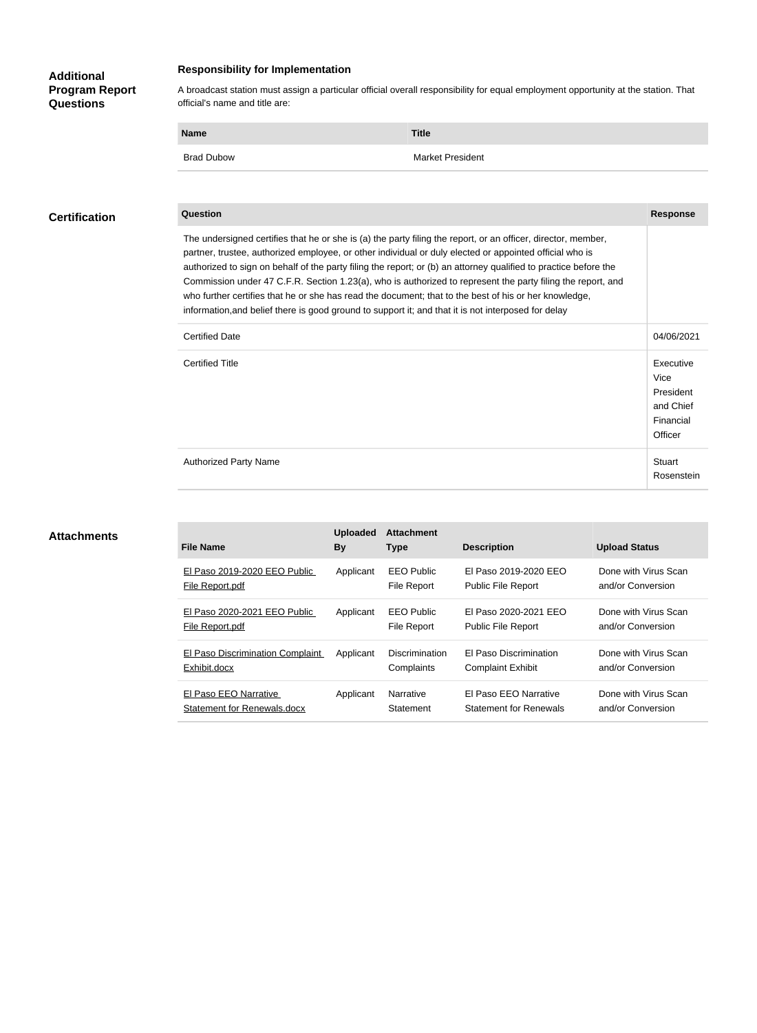## Additional Program Report Questions

### Responsibility for Implementation

A broadcast station must assign a particular official overall responsibility for equal employment opportunity at the station. That official's name and title are:

| Name | Title |
| --- | --- |
| Brad Dubow | Market President |

## Certification

| Question | Response |
| --- | --- |
| The undersigned certifies that he or she is (a) the party filing the report, or an officer, director, member, partner, trustee, authorized employee, or other individual or duly elected or appointed official who is authorized to sign on behalf of the party filing the report; or (b) an attorney qualified to practice before the Commission under 47 C.F.R. Section 1.23(a), who is authorized to represent the party filing the report, and who further certifies that he or she has read the document; that to the best of his or her knowledge, information,and belief there is good ground to support it; and that it is not interposed for delay | |
| Certified Date | 04/06/2021 |
| Certified Title | Executive Vice President and Chief Financial Officer |
| Authorized Party Name | Stuart Rosenstein |

## Attachments

| File Name | Uploaded By | Attachment Type | Description | Upload Status |
| --- | --- | --- | --- | --- |
| El Paso 2019-2020 EEO Public File Report.pdf | Applicant | EEO Public File Report | El Paso 2019-2020 EEO Public File Report | Done with Virus Scan and/or Conversion |
| El Paso 2020-2021 EEO Public File Report.pdf | Applicant | EEO Public File Report | El Paso 2020-2021 EEO Public File Report | Done with Virus Scan and/or Conversion |
| El Paso Discrimination Complaint Exhibit.docx | Applicant | Discrimination Complaints | El Paso Discrimination Complaint Exhibit | Done with Virus Scan and/or Conversion |
| El Paso EEO Narrative Statement for Renewals.docx | Applicant | Narrative Statement | El Paso EEO Narrative Statement for Renewals | Done with Virus Scan and/or Conversion |